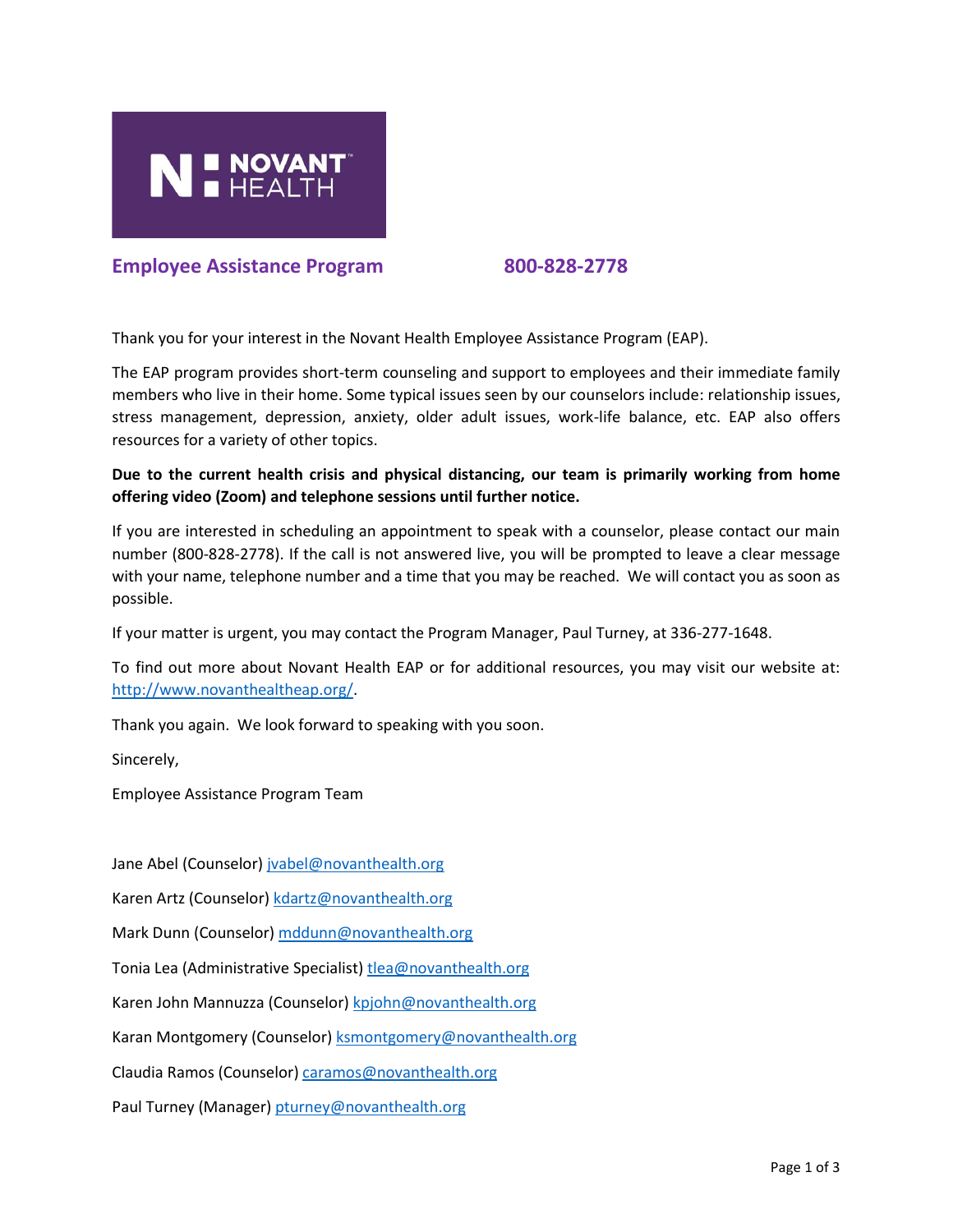NOVANT HEALTH

## Employee Assistance Program 800-828-2778

Thank you for your interest in the Novant Health Employee Assistance Program (EAP).

The EAP program provides short-term counseling and support to employees and their immediate family members who live in their home. Some typical issues seen by our counselors include: relationship issues, stress management, depression, anxiety, older adult issues, work-life balance, etc. EAP also offers resources for a variety of other topics.

**Due to the current health crisis and physical distancing, our team is primarily working from home offering video (Zoom) and telephone sessions until further notice.**

If you are interested in scheduling an appointment to speak with a counselor, please contact our main number (800-828-2778). If the call is not answered live, you will be prompted to leave a clear message with your name, telephone number and a time that you may be reached. We will contact you as soon as possible.

If your matter is urgent, you may contact the Program Manager, Paul Turney, at 336-277-1648.

To find out more about Novant Health EAP or for additional resources, you may visit our website at: http://www.novanthealtheap.org/.

Thank you again. We look forward to speaking with you soon.

Sincerely,

Employee Assistance Program Team

Jane Abel (Counselor) jvabel@novanthealth.org

Karen Artz (Counselor) kdartz@novanthealth.org

Mark Dunn (Counselor) mddunn@novanthealth.org

Tonia Lea (Administrative Specialist) tlea@novanthealth.org

Karen John Mannuzza (Counselor) kpjohn@novanthealth.org

Karan Montgomery (Counselor) ksmontgomery@novanthealth.org

Claudia Ramos (Counselor) caramos@novanthealth.org

Paul Turney (Manager) pturney@novanthealth.org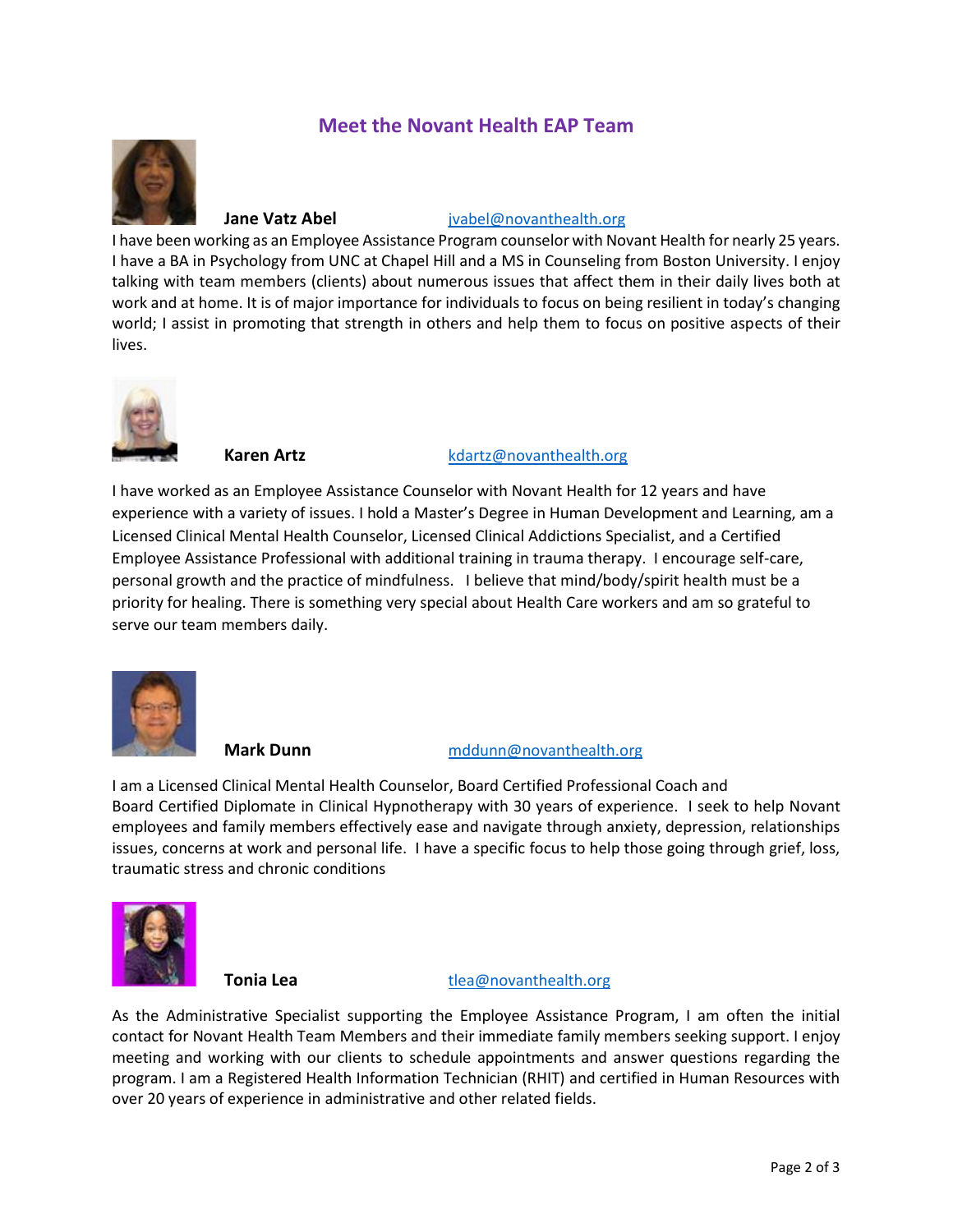## Meet the Novant Health EAP Team

**Jane Vatz Abel** jvabel@novanthealth.org

I have been working as an Employee Assistance Program counselor with Novant Health for nearly 25 years. I have a BA in Psychology from UNC at Chapel Hill and a MS in Counseling from Boston University. I enjoy talking with team members (clients) about numerous issues that affect them in their daily lives both at work and at home. It is of major importance for individuals to focus on being resilient in today's changing world; I assist in promoting that strength in others and help them to focus on positive aspects of their lives.

**Karen Artz** kdartz@novanthealth.org

I have worked as an Employee Assistance Counselor with Novant Health for 12 years and have experience with a variety of issues. I hold a Master's Degree in Human Development and Learning, am a Licensed Clinical Mental Health Counselor, Licensed Clinical Addictions Specialist, and a Certified Employee Assistance Professional with additional training in trauma therapy. I encourage self-care, personal growth and the practice of mindfulness. I believe that mind/body/spirit health must be a priority for healing. There is something very special about Health Care workers and am so grateful to serve our team members daily.

**Mark Dunn** mddunn@novanthealth.org

I am a Licensed Clinical Mental Health Counselor, Board Certified Professional Coach and Board Certified Diplomate in Clinical Hypnotherapy with 30 years of experience. I seek to help Novant employees and family members effectively ease and navigate through anxiety, depression, relationships issues, concerns at work and personal life. I have a specific focus to help those going through grief, loss, traumatic stress and chronic conditions

**Tonia Lea** tlea@novanthealth.org

As the Administrative Specialist supporting the Employee Assistance Program, I am often the initial contact for Novant Health Team Members and their immediate family members seeking support. I enjoy meeting and working with our clients to schedule appointments and answer questions regarding the program. I am a Registered Health Information Technician (RHIT) and certified in Human Resources with over 20 years of experience in administrative and other related fields.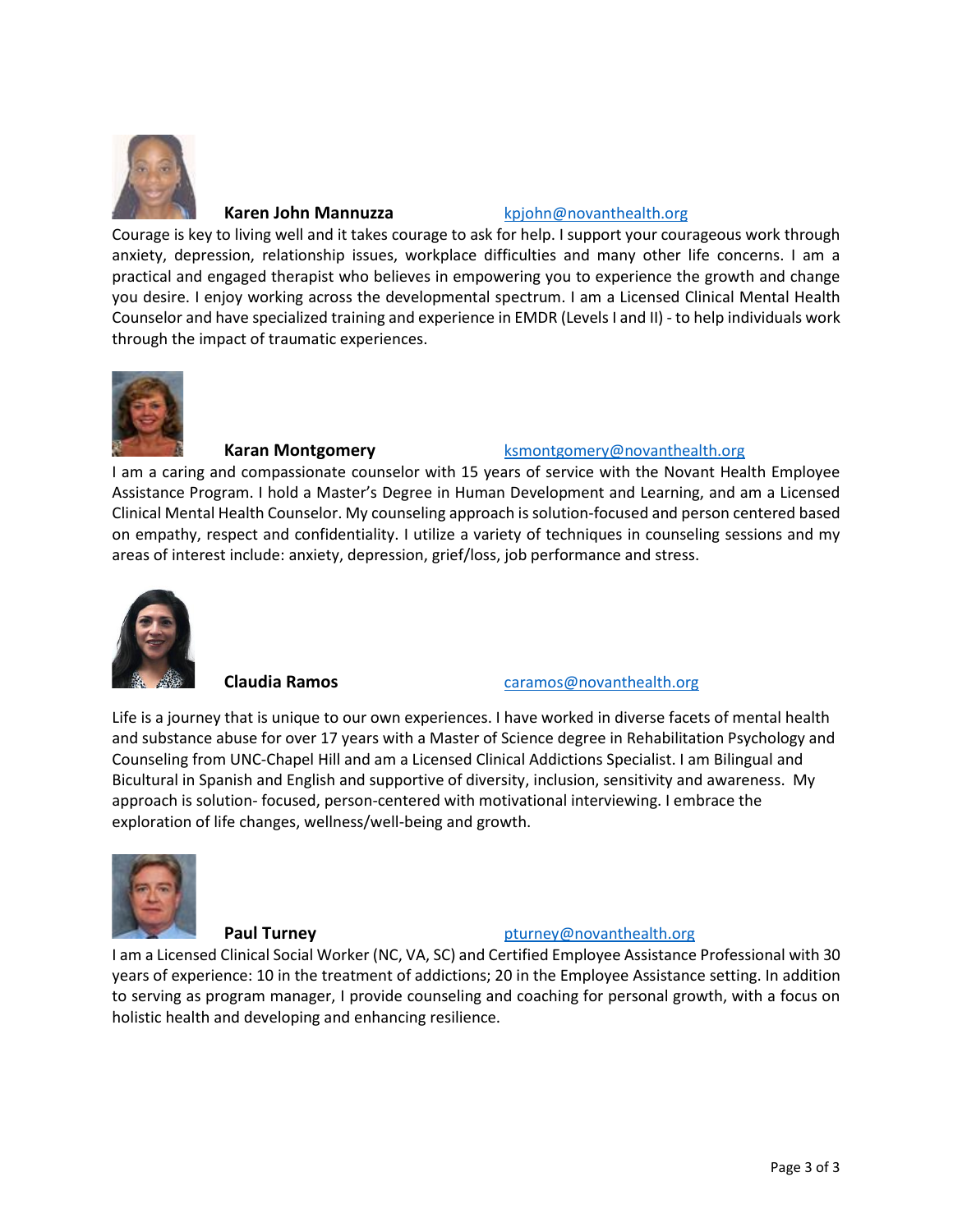**Karen John Mannuzza** kpjohn@novanthealth.org

Courage is key to living well and it takes courage to ask for help. I support your courageous work through anxiety, depression, relationship issues, workplace difficulties and many other life concerns. I am a practical and engaged therapist who believes in empowering you to experience the growth and change you desire. I enjoy working across the developmental spectrum. I am a Licensed Clinical Mental Health Counselor and have specialized training and experience in EMDR (Levels I and II) - to help individuals work through the impact of traumatic experiences.

**Karan Montgomery** ksmontgomery@novanthealth.org

I am a caring and compassionate counselor with 15 years of service with the Novant Health Employee Assistance Program. I hold a Master's Degree in Human Development and Learning, and am a Licensed Clinical Mental Health Counselor. My counseling approach is solution-focused and person centered based on empathy, respect and confidentiality. I utilize a variety of techniques in counseling sessions and my areas of interest include: anxiety, depression, grief/loss, job performance and stress.

**Claudia Ramos** caramos@novanthealth.org

Life is a journey that is unique to our own experiences. I have worked in diverse facets of mental health and substance abuse for over 17 years with a Master of Science degree in Rehabilitation Psychology and Counseling from UNC-Chapel Hill and am a Licensed Clinical Addictions Specialist. I am Bilingual and Bicultural in Spanish and English and supportive of diversity, inclusion, sensitivity and awareness. My approach is solution- focused, person-centered with motivational interviewing. I embrace the exploration of life changes, wellness/well-being and growth.

**Paul Turney** pturney@novanthealth.org

I am a Licensed Clinical Social Worker (NC, VA, SC) and Certified Employee Assistance Professional with 30 years of experience: 10 in the treatment of addictions; 20 in the Employee Assistance setting. In addition to serving as program manager, I provide counseling and coaching for personal growth, with a focus on holistic health and developing and enhancing resilience.